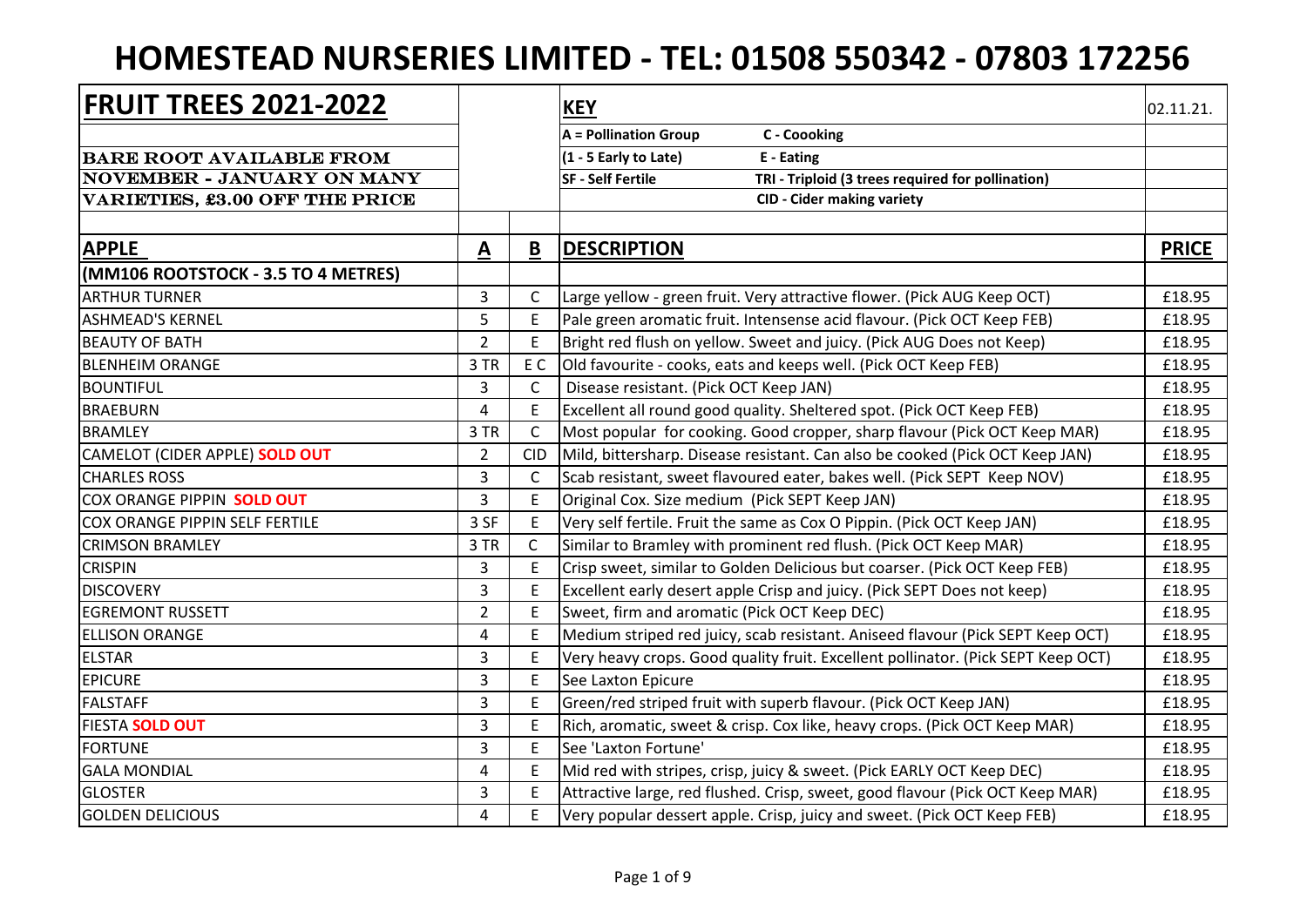# HOMESTEAD NURSERIES LIMITED - TEL: 01508 550342 - 07803 172256

| FRUIT TREES 2021-2022 | | | KEY | | 02.11.21. |
|---|---|---|---|---|---|
| | | | A = Pollination Group | C - Coooking | |
| BARE ROOT AVAILABLE FROM | | | (1 - 5 Early to Late) | E - Eating | |
| NOVEMBER - JANUARY ON MANY | | | SF - Self Fertile | TRI - Triploid (3 trees required for pollination) | |
| VARIETIES, £3.00 OFF THE PRICE | | | | CID - Cider making variety | |

| APPLE | A | B | DESCRIPTION | PRICE |
|---|---|---|---|---|
| (MM106 ROOTSTOCK - 3.5 TO 4 METRES) | | | | |
| ARTHUR TURNER | 3 | C | Large yellow - green fruit. Very attractive flower. (Pick AUG Keep OCT) | £18.95 |
| ASHMEAD'S KERNEL | 5 | E | Pale green aromatic fruit. Intensense acid flavour. (Pick OCT Keep FEB) | £18.95 |
| BEAUTY OF BATH | 2 | E | Bright red flush on yellow. Sweet and juicy. (Pick AUG Does not Keep) | £18.95 |
| BLENHEIM ORANGE | 3 TR | E C | Old favourite - cooks, eats and keeps well. (Pick OCT Keep FEB) | £18.95 |
| BOUNTIFUL | 3 | C | Disease resistant. (Pick OCT Keep JAN) | £18.95 |
| BRAEBURN | 4 | E | Excellent all round good quality. Sheltered spot. (Pick OCT Keep FEB) | £18.95 |
| BRAMLEY | 3 TR | C | Most popular for cooking. Good cropper, sharp flavour (Pick OCT Keep MAR) | £18.95 |
| CAMELOT (CIDER APPLE) **SOLD OUT** | 2 | CID | Mild, bittersharp. Disease resistant. Can also be cooked (Pick OCT Keep JAN) | £18.95 |
| CHARLES ROSS | 3 | C | Scab resistant, sweet flavoured eater, bakes well. (Pick SEPT Keep NOV) | £18.95 |
| COX ORANGE PIPPIN **SOLD OUT** | 3 | E | Original Cox. Size medium (Pick SEPT Keep JAN) | £18.95 |
| COX ORANGE PIPPIN SELF FERTILE | 3 SF | E | Very self fertile. Fruit the same as Cox O Pippin. (Pick OCT Keep JAN) | £18.95 |
| CRIMSON BRAMLEY | 3 TR | C | Similar to Bramley with prominent red flush. (Pick OCT Keep MAR) | £18.95 |
| CRISPIN | 3 | E | Crisp sweet, similar to Golden Delicious but coarser. (Pick OCT Keep FEB) | £18.95 |
| DISCOVERY | 3 | E | Excellent early desert apple Crisp and juicy. (Pick SEPT Does not keep) | £18.95 |
| EGREMONT RUSSETT | 2 | E | Sweet, firm and aromatic (Pick OCT Keep DEC) | £18.95 |
| ELLISON ORANGE | 4 | E | Medium striped red juicy, scab resistant. Aniseed flavour (Pick SEPT Keep OCT) | £18.95 |
| ELSTAR | 3 | E | Very heavy crops. Good quality fruit. Excellent pollinator. (Pick SEPT Keep OCT) | £18.95 |
| EPICURE | 3 | E | See Laxton Epicure | £18.95 |
| FALSTAFF | 3 | E | Green/red striped fruit with superb flavour. (Pick OCT Keep JAN) | £18.95 |
| FIESTA **SOLD OUT** | 3 | E | Rich, aromatic, sweet & crisp. Cox like, heavy crops. (Pick OCT Keep MAR) | £18.95 |
| FORTUNE | 3 | E | See 'Laxton Fortune' | £18.95 |
| GALA MONDIAL | 4 | E | Mid red with stripes, crisp, juicy & sweet. (Pick EARLY OCT Keep DEC) | £18.95 |
| GLOSTER | 3 | E | Attractive large, red flushed. Crisp, sweet, good flavour (Pick OCT Keep MAR) | £18.95 |
| GOLDEN DELICIOUS | 4 | E | Very popular dessert apple. Crisp, juicy and sweet. (Pick OCT Keep FEB) | £18.95 |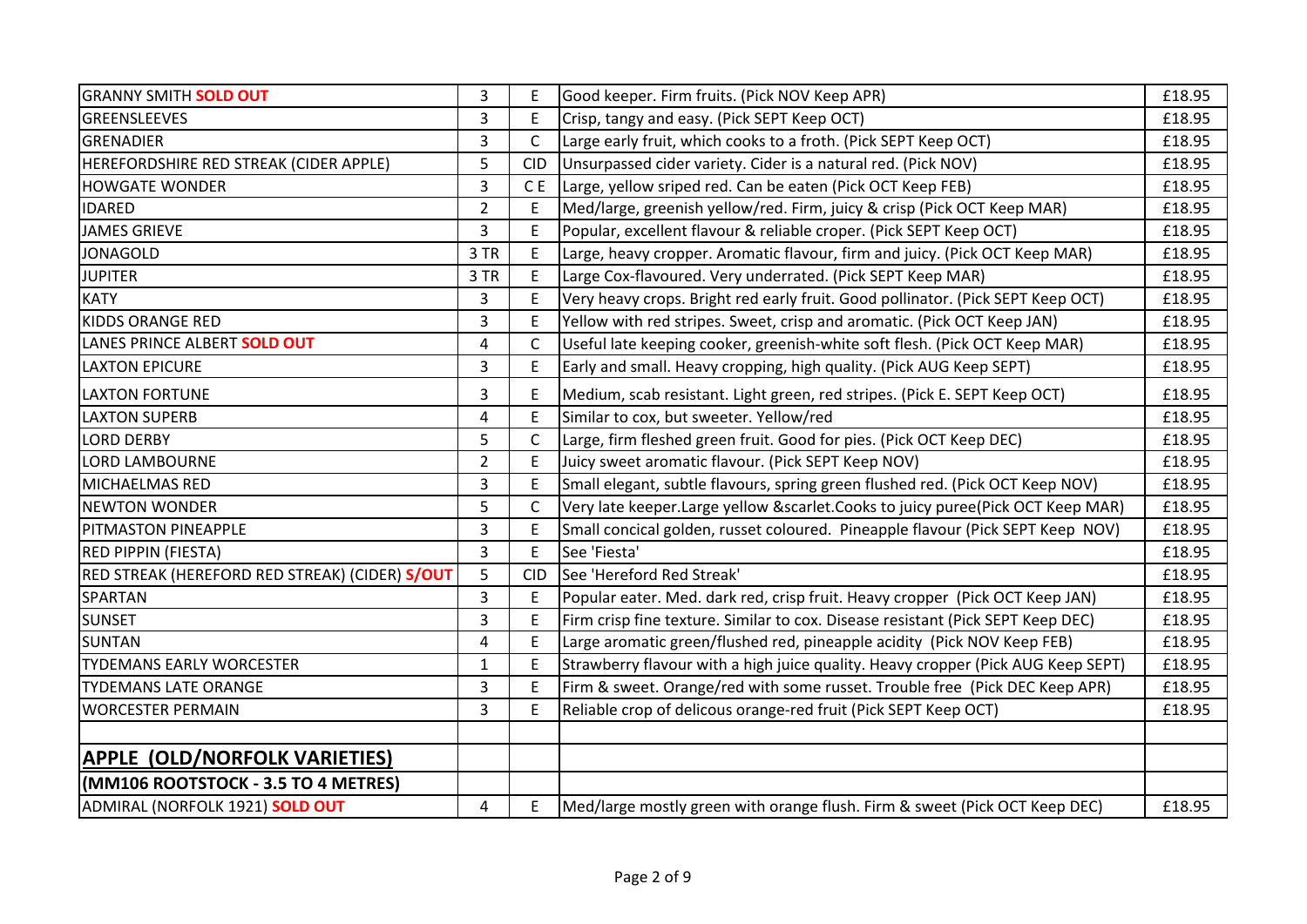| GRANNY SMITH **SOLD OUT** | 3 | E | Good keeper. Firm fruits. (Pick NOV Keep APR) | £18.95 |
|---|---|---|---|---|
| GREENSLEEVES | 3 | E | Crisp, tangy and easy. (Pick SEPT Keep OCT) | £18.95 |
| GRENADIER | 3 | C | Large early fruit, which cooks to a froth. (Pick SEPT Keep OCT) | £18.95 |
| HEREFORDSHIRE RED STREAK (CIDER APPLE) | 5 | CID | Unsurpassed cider variety. Cider is a natural red. (Pick NOV) | £18.95 |
| HOWGATE WONDER | 3 | C E | Large, yellow sriped red. Can be eaten (Pick OCT Keep FEB) | £18.95 |
| IDARED | 2 | E | Med/large, greenish yellow/red. Firm, juicy & crisp (Pick OCT Keep MAR) | £18.95 |
| JAMES GRIEVE | 3 | E | Popular, excellent flavour & reliable croper. (Pick SEPT Keep OCT) | £18.95 |
| JONAGOLD | 3 TR | E | Large, heavy cropper. Aromatic flavour, firm and juicy. (Pick OCT Keep MAR) | £18.95 |
| JUPITER | 3 TR | E | Large Cox-flavoured. Very underrated. (Pick SEPT Keep MAR) | £18.95 |
| KATY | 3 | E | Very heavy crops. Bright red early fruit. Good pollinator. (Pick SEPT Keep OCT) | £18.95 |
| KIDDS ORANGE RED | 3 | E | Yellow with red stripes. Sweet, crisp and aromatic. (Pick OCT Keep JAN) | £18.95 |
| LANES PRINCE ALBERT **SOLD OUT** | 4 | C | Useful late keeping cooker, greenish-white soft flesh. (Pick OCT Keep MAR) | £18.95 |
| LAXTON EPICURE | 3 | E | Early and small. Heavy cropping, high quality. (Pick AUG Keep SEPT) | £18.95 |
| LAXTON FORTUNE | 3 | E | Medium, scab resistant. Light green, red stripes. (Pick E. SEPT Keep OCT) | £18.95 |
| LAXTON SUPERB | 4 | E | Similar to cox, but sweeter. Yellow/red | £18.95 |
| LORD DERBY | 5 | C | Large, firm fleshed green fruit. Good for pies. (Pick OCT Keep DEC) | £18.95 |
| LORD LAMBOURNE | 2 | E | Juicy sweet aromatic flavour. (Pick SEPT Keep NOV) | £18.95 |
| MICHAELMAS RED | 3 | E | Small elegant, subtle flavours, spring green flushed red. (Pick OCT Keep NOV) | £18.95 |
| NEWTON WONDER | 5 | C | Very late keeper.Large yellow &scarlet.Cooks to juicy puree(Pick OCT Keep MAR) | £18.95 |
| PITMASTON PINEAPPLE | 3 | E | Small concical golden, russet coloured. Pineapple flavour (Pick SEPT Keep NOV) | £18.95 |
| RED PIPPIN (FIESTA) | 3 | E | See 'Fiesta' | £18.95 |
| RED STREAK (HEREFORD RED STREAK) (CIDER) **S/OUT** | 5 | CID | See 'Hereford Red Streak' | £18.95 |
| SPARTAN | 3 | E | Popular eater. Med. dark red, crisp fruit. Heavy cropper (Pick OCT Keep JAN) | £18.95 |
| SUNSET | 3 | E | Firm crisp fine texture. Similar to cox. Disease resistant (Pick SEPT Keep DEC) | £18.95 |
| SUNTAN | 4 | E | Large aromatic green/flushed red, pineapple acidity (Pick NOV Keep FEB) | £18.95 |
| TYDEMANS EARLY WORCESTER | 1 | E | Strawberry flavour with a high juice quality. Heavy cropper (Pick AUG Keep SEPT) | £18.95 |
| TYDEMANS LATE ORANGE | 3 | E | Firm & sweet. Orange/red with some russet. Trouble free (Pick DEC Keep APR) | £18.95 |
| WORCESTER PERMAIN | 3 | E | Reliable crop of delicous orange-red fruit (Pick SEPT Keep OCT) | £18.95 |
| | | | | |
| **APPLE (OLD/NORFOLK VARIETIES)** | | | | |
| **(MM106 ROOTSTOCK - 3.5 TO 4 METRES)** | | | | |
| ADMIRAL (NORFOLK 1921) **SOLD OUT** | 4 | E | Med/large mostly green with orange flush. Firm & sweet (Pick OCT Keep DEC) | £18.95 |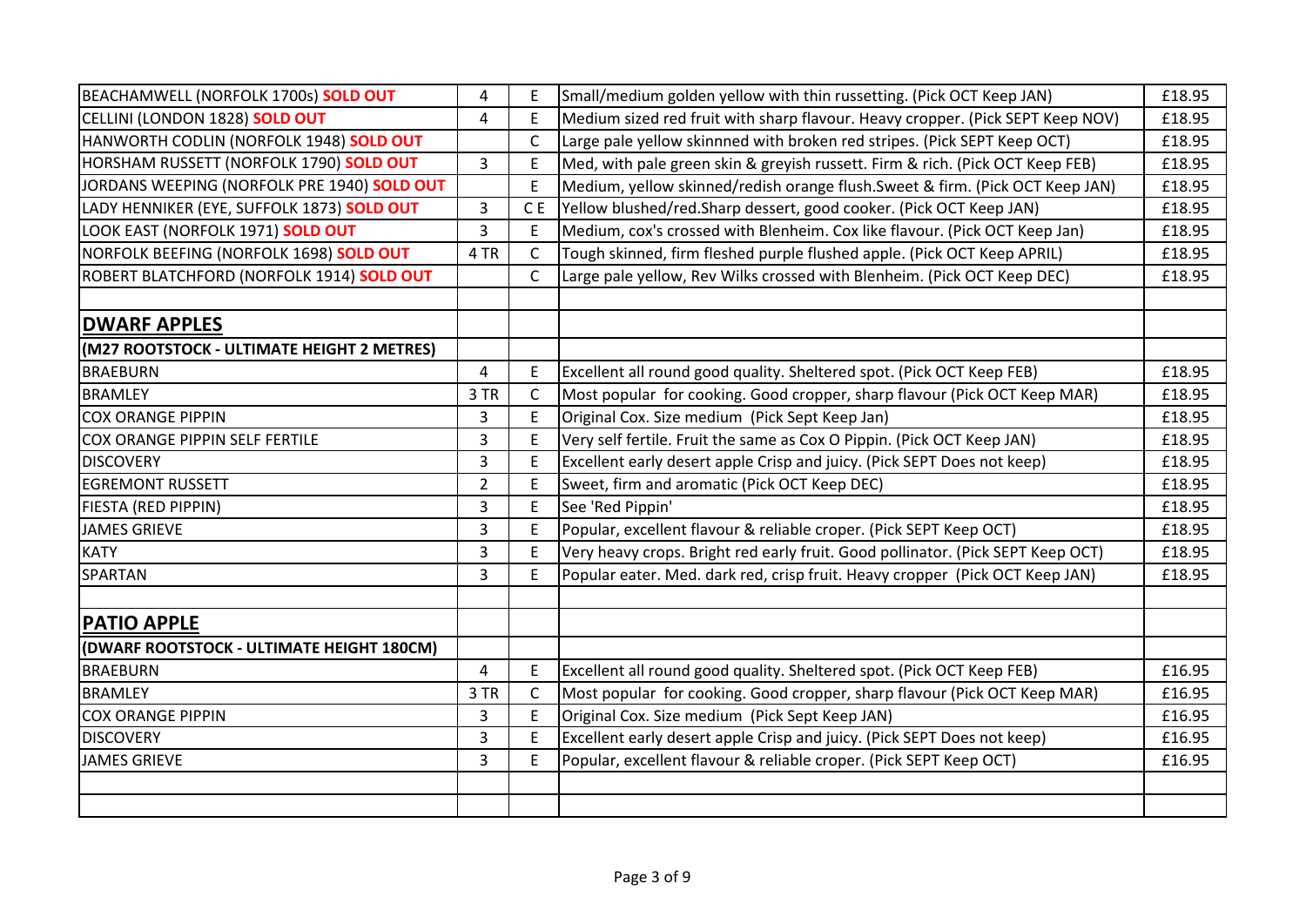| | | | | |
|---|---|---|---|---|
| BEACHAMWELL (NORFOLK 1700s) **SOLD OUT** | 4 | E | Small/medium golden yellow with thin russetting. (Pick OCT Keep JAN) | £18.95 |
| CELLINI (LONDON 1828) **SOLD OUT** | 4 | E | Medium sized red fruit with sharp flavour. Heavy cropper. (Pick SEPT Keep NOV) | £18.95 |
| HANWORTH CODLIN (NORFOLK 1948) **SOLD OUT** | | C | Large pale yellow skinnned with broken red stripes. (Pick SEPT Keep OCT) | £18.95 |
| HORSHAM RUSSETT (NORFOLK 1790) **SOLD OUT** | 3 | E | Med, with pale green skin & greyish russett. Firm & rich. (Pick OCT Keep FEB) | £18.95 |
| JORDANS WEEPING (NORFOLK PRE 1940) **SOLD OUT** | | E | Medium, yellow skinned/redish orange flush.Sweet & firm. (Pick OCT Keep JAN) | £18.95 |
| LADY HENNIKER (EYE, SUFFOLK 1873) **SOLD OUT** | 3 | C E | Yellow blushed/red.Sharp dessert, good cooker. (Pick OCT Keep JAN) | £18.95 |
| LOOK EAST (NORFOLK 1971) **SOLD OUT** | 3 | E | Medium, cox's crossed with Blenheim. Cox like flavour. (Pick OCT Keep Jan) | £18.95 |
| NORFOLK BEEFING (NORFOLK 1698) **SOLD OUT** | 4 TR | C | Tough skinned, firm fleshed purple flushed apple. (Pick OCT Keep APRIL) | £18.95 |
| ROBERT BLATCHFORD (NORFOLK 1914) **SOLD OUT** | | C | Large pale yellow, Rev Wilks crossed with Blenheim. (Pick OCT Keep DEC) | £18.95 |
| | | | | |
| **DWARF APPLES** | | | | |
| **(M27 ROOTSTOCK - ULTIMATE HEIGHT 2 METRES)** | | | | |
| BRAEBURN | 4 | E | Excellent all round good quality. Sheltered spot. (Pick OCT Keep FEB) | £18.95 |
| BRAMLEY | 3 TR | C | Most popular for cooking. Good cropper, sharp flavour (Pick OCT Keep MAR) | £18.95 |
| COX ORANGE PIPPIN | 3 | E | Original Cox. Size medium (Pick Sept Keep Jan) | £18.95 |
| COX ORANGE PIPPIN SELF FERTILE | 3 | E | Very self fertile. Fruit the same as Cox O Pippin. (Pick OCT Keep JAN) | £18.95 |
| DISCOVERY | 3 | E | Excellent early desert apple Crisp and juicy. (Pick SEPT Does not keep) | £18.95 |
| EGREMONT RUSSETT | 2 | E | Sweet, firm and aromatic (Pick OCT Keep DEC) | £18.95 |
| FIESTA (RED PIPPIN) | 3 | E | See 'Red Pippin' | £18.95 |
| JAMES GRIEVE | 3 | E | Popular, excellent flavour & reliable croper. (Pick SEPT Keep OCT) | £18.95 |
| KATY | 3 | E | Very heavy crops. Bright red early fruit. Good pollinator. (Pick SEPT Keep OCT) | £18.95 |
| SPARTAN | 3 | E | Popular eater. Med. dark red, crisp fruit. Heavy cropper (Pick OCT Keep JAN) | £18.95 |
| | | | | |
| **PATIO APPLE** | | | | |
| **(DWARF ROOTSTOCK - ULTIMATE HEIGHT 180CM)** | | | | |
| BRAEBURN | 4 | E | Excellent all round good quality. Sheltered spot. (Pick OCT Keep FEB) | £16.95 |
| BRAMLEY | 3 TR | C | Most popular for cooking. Good cropper, sharp flavour (Pick OCT Keep MAR) | £16.95 |
| COX ORANGE PIPPIN | 3 | E | Original Cox. Size medium (Pick Sept Keep JAN) | £16.95 |
| DISCOVERY | 3 | E | Excellent early desert apple Crisp and juicy. (Pick SEPT Does not keep) | £16.95 |
| JAMES GRIEVE | 3 | E | Popular, excellent flavour & reliable croper. (Pick SEPT Keep OCT) | £16.95 |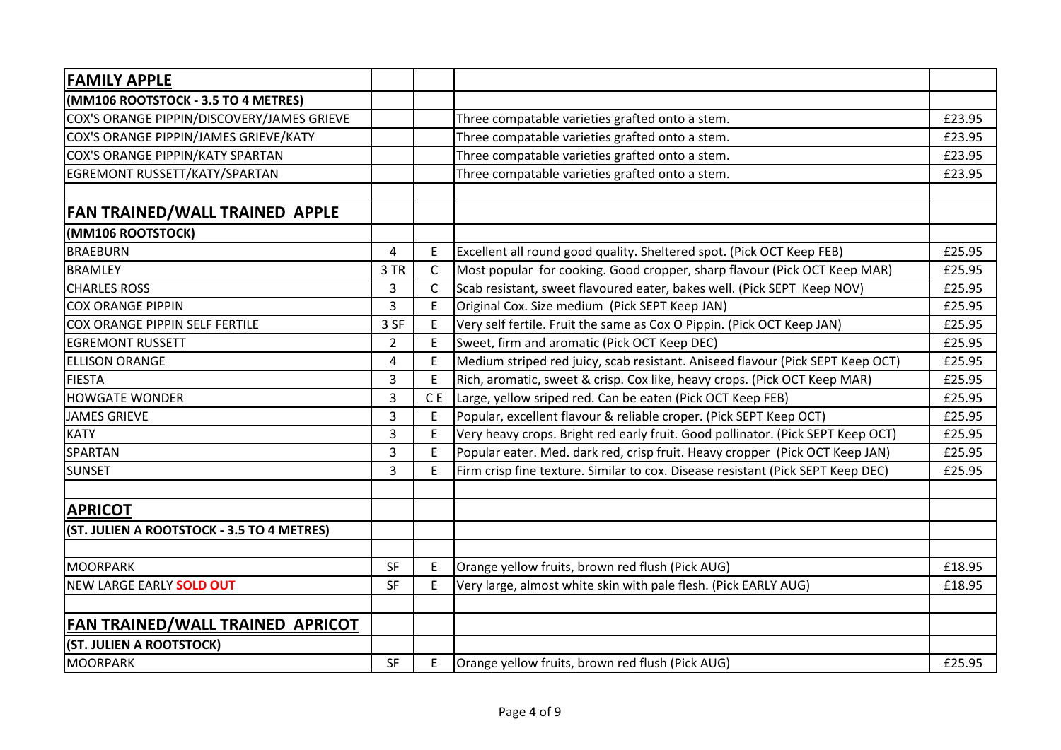| **FAMILY APPLE** | | | | |
|---|---|---|---|---|
| **(MM106 ROOTSTOCK - 3.5 TO 4 METRES)** | | | | |
| COX'S ORANGE PIPPIN/DISCOVERY/JAMES GRIEVE | | | Three compatable varieties grafted onto a stem. | £23.95 |
| COX'S ORANGE PIPPIN/JAMES GRIEVE/KATY | | | Three compatable varieties grafted onto a stem. | £23.95 |
| COX'S ORANGE PIPPIN/KATY SPARTAN | | | Three compatable varieties grafted onto a stem. | £23.95 |
| EGREMONT RUSSETT/KATY/SPARTAN | | | Three compatable varieties grafted onto a stem. | £23.95 |
| | | | | |
| **FAN TRAINED/WALL TRAINED APPLE** | | | | |
| **(MM106 ROOTSTOCK)** | | | | |
| BRAEBURN | 4 | E | Excellent all round good quality. Sheltered spot. (Pick OCT Keep FEB) | £25.95 |
| BRAMLEY | 3 TR | C | Most popular for cooking. Good cropper, sharp flavour (Pick OCT Keep MAR) | £25.95 |
| CHARLES ROSS | 3 | C | Scab resistant, sweet flavoured eater, bakes well. (Pick SEPT Keep NOV) | £25.95 |
| COX ORANGE PIPPIN | 3 | E | Original Cox. Size medium (Pick SEPT Keep JAN) | £25.95 |
| COX ORANGE PIPPIN SELF FERTILE | 3 SF | E | Very self fertile. Fruit the same as Cox O Pippin. (Pick OCT Keep JAN) | £25.95 |
| EGREMONT RUSSETT | 2 | E | Sweet, firm and aromatic (Pick OCT Keep DEC) | £25.95 |
| ELLISON ORANGE | 4 | E | Medium striped red juicy, scab resistant. Aniseed flavour (Pick SEPT Keep OCT) | £25.95 |
| FIESTA | 3 | E | Rich, aromatic, sweet & crisp. Cox like, heavy crops. (Pick OCT Keep MAR) | £25.95 |
| HOWGATE WONDER | 3 | C E | Large, yellow sriped red. Can be eaten (Pick OCT Keep FEB) | £25.95 |
| JAMES GRIEVE | 3 | E | Popular, excellent flavour & reliable croper. (Pick SEPT Keep OCT) | £25.95 |
| KATY | 3 | E | Very heavy crops. Bright red early fruit. Good pollinator. (Pick SEPT Keep OCT) | £25.95 |
| SPARTAN | 3 | E | Popular eater. Med. dark red, crisp fruit. Heavy cropper (Pick OCT Keep JAN) | £25.95 |
| SUNSET | 3 | E | Firm crisp fine texture. Similar to cox. Disease resistant (Pick SEPT Keep DEC) | £25.95 |
| | | | | |
| **APRICOT** | | | | |
| **(ST. JULIEN A ROOTSTOCK - 3.5 TO 4 METRES)** | | | | |
| | | | | |
| MOORPARK | SF | E | Orange yellow fruits, brown red flush (Pick AUG) | £18.95 |
| NEW LARGE EARLY **SOLD OUT** | SF | E | Very large, almost white skin with pale flesh. (Pick EARLY AUG) | £18.95 |
| | | | | |
| **FAN TRAINED/WALL TRAINED APRICOT** | | | | |
| **(ST. JULIEN A ROOTSTOCK)** | | | | |
| MOORPARK | SF | E | Orange yellow fruits, brown red flush (Pick AUG) | £25.95 |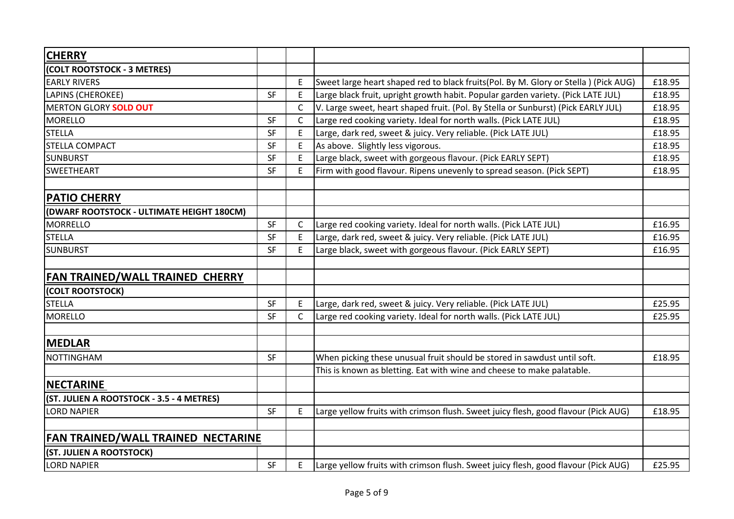| **CHERRY** | | | | |
|---|---|---|---|---|
| **(COLT ROOTSTOCK - 3 METRES)** | | | | |
| EARLY RIVERS | | E | Sweet large heart shaped red to black fruits(Pol. By M. Glory or Stella ) (Pick AUG) | £18.95 |
| LAPINS (CHEROKEE) | SF | E | Large black fruit, upright growth habit. Popular garden variety. (Pick LATE JUL) | £18.95 |
| MERTON GLORY **SOLD OUT** | | C | V. Large sweet, heart shaped fruit. (Pol. By Stella or Sunburst) (Pick EARLY JUL) | £18.95 |
| MORELLO | SF | C | Large red cooking variety. Ideal for north walls. (Pick LATE JUL) | £18.95 |
| STELLA | SF | E | Large, dark red, sweet & juicy. Very reliable. (Pick LATE JUL) | £18.95 |
| STELLA COMPACT | SF | E | As above. Slightly less vigorous. | £18.95 |
| SUNBURST | SF | E | Large black, sweet with gorgeous flavour. (Pick EARLY SEPT) | £18.95 |
| SWEETHEART | SF | E | Firm with good flavour. Ripens unevenly to spread season. (Pick SEPT) | £18.95 |
| | | | | |
| **PATIO CHERRY** | | | | |
| **(DWARF ROOTSTOCK - ULTIMATE HEIGHT 180CM)** | | | | |
| MORRELLO | SF | C | Large red cooking variety. Ideal for north walls. (Pick LATE JUL) | £16.95 |
| STELLA | SF | E | Large, dark red, sweet & juicy. Very reliable. (Pick LATE JUL) | £16.95 |
| SUNBURST | SF | E | Large black, sweet with gorgeous flavour. (Pick EARLY SEPT) | £16.95 |
| | | | | |
| **FAN TRAINED/WALL TRAINED CHERRY** | | | | |
| **(COLT ROOTSTOCK)** | | | | |
| STELLA | SF | E | Large, dark red, sweet & juicy. Very reliable. (Pick LATE JUL) | £25.95 |
| MORELLO | SF | C | Large red cooking variety. Ideal for north walls. (Pick LATE JUL) | £25.95 |
| | | | | |
| **MEDLAR** | | | | |
| NOTTINGHAM | SF | | When picking these unusual fruit should be stored in sawdust until soft. | £18.95 |
| | | | This is known as bletting. Eat with wine and cheese to make palatable. | |
| **NECTARINE** | | | | |
| **(ST. JULIEN A ROOTSTOCK - 3.5 - 4 METRES)** | | | | |
| LORD NAPIER | SF | E | Large yellow fruits with crimson flush. Sweet juicy flesh, good flavour (Pick AUG) | £18.95 |
| | | | | |
| **FAN TRAINED/WALL TRAINED NECTARINE** | | | | |
| **(ST. JULIEN A ROOTSTOCK)** | | | | |
| LORD NAPIER | SF | E | Large yellow fruits with crimson flush. Sweet juicy flesh, good flavour (Pick AUG) | £25.95 |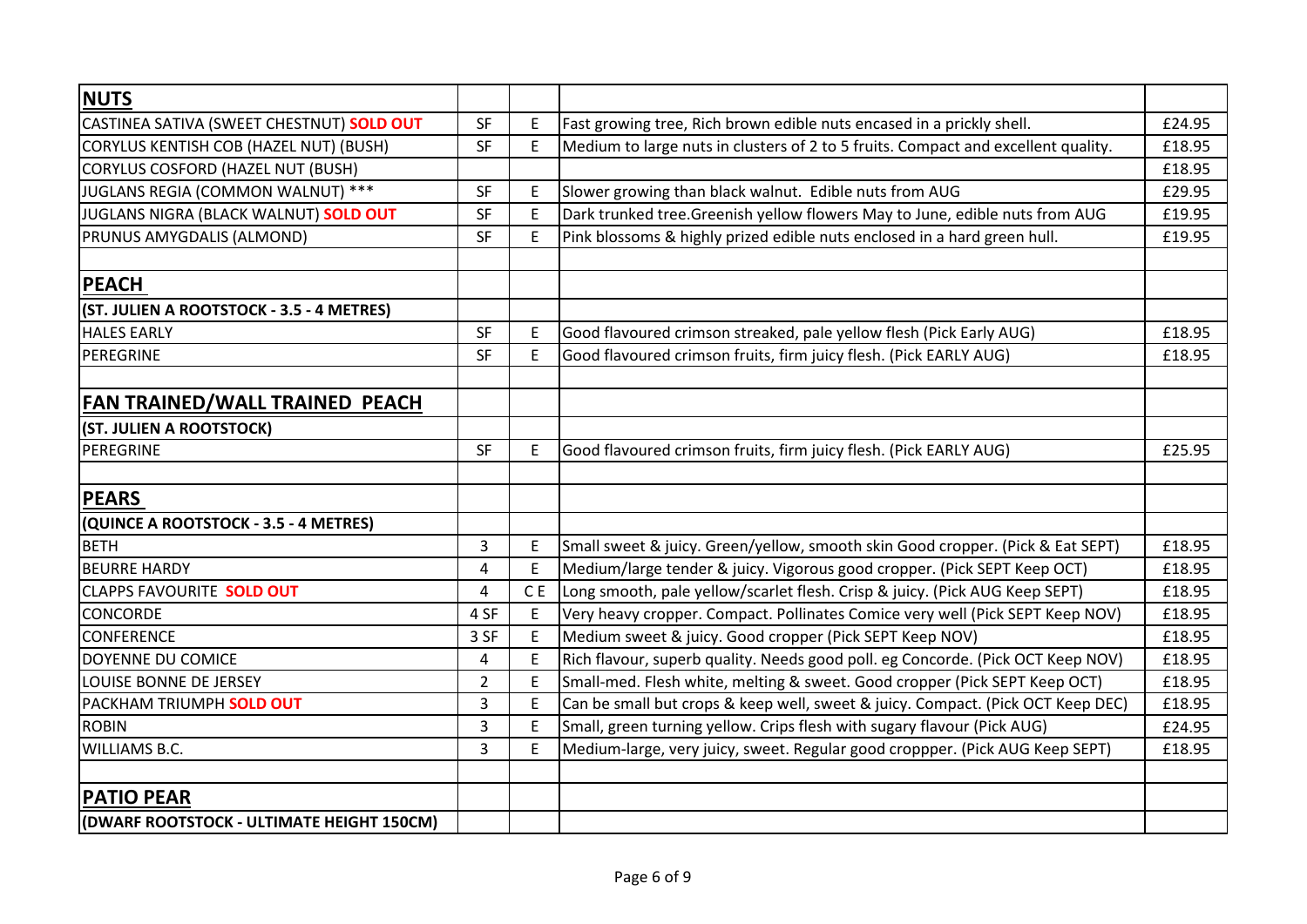| **NUTS** | | | | |
|---|---|---|---|---|
| CASTINEA SATIVA (SWEET CHESTNUT) **SOLD OUT** | SF | E | Fast growing tree, Rich brown edible nuts encased in a prickly shell. | £24.95 |
| CORYLUS KENTISH COB (HAZEL NUT) (BUSH) | SF | E | Medium to large nuts in clusters of 2 to 5 fruits. Compact and excellent quality. | £18.95 |
| CORYLUS COSFORD (HAZEL NUT (BUSH) | | | | £18.95 |
| JUGLANS REGIA (COMMON WALNUT) *** | SF | E | Slower growing than black walnut. Edible nuts from AUG | £29.95 |
| JUGLANS NIGRA (BLACK WALNUT) **SOLD OUT** | SF | E | Dark trunked tree.Greenish yellow flowers May to June, edible nuts from AUG | £19.95 |
| PRUNUS AMYGDALIS (ALMOND) | SF | E | Pink blossoms & highly prized edible nuts enclosed in a hard green hull. | £19.95 |
| | | | | |
| **PEACH** | | | | |
| **(ST. JULIEN A ROOTSTOCK - 3.5 - 4 METRES)** | | | | |
| HALES EARLY | SF | E | Good flavoured crimson streaked, pale yellow flesh (Pick Early AUG) | £18.95 |
| PEREGRINE | SF | E | Good flavoured crimson fruits, firm juicy flesh. (Pick EARLY AUG) | £18.95 |
| | | | | |
| **FAN TRAINED/WALL TRAINED PEACH** | | | | |
| **(ST. JULIEN A ROOTSTOCK)** | | | | |
| PEREGRINE | SF | E | Good flavoured crimson fruits, firm juicy flesh. (Pick EARLY AUG) | £25.95 |
| | | | | |
| **PEARS** | | | | |
| **(QUINCE A ROOTSTOCK - 3.5 - 4 METRES)** | | | | |
| BETH | 3 | E | Small sweet & juicy. Green/yellow, smooth skin Good cropper. (Pick & Eat SEPT) | £18.95 |
| BEURRE HARDY | 4 | E | Medium/large tender & juicy. Vigorous good cropper. (Pick SEPT Keep OCT) | £18.95 |
| CLAPPS FAVOURITE **SOLD OUT** | 4 | C E | Long smooth, pale yellow/scarlet flesh. Crisp & juicy. (Pick AUG Keep SEPT) | £18.95 |
| CONCORDE | 4 SF | E | Very heavy cropper. Compact. Pollinates Comice very well (Pick SEPT Keep NOV) | £18.95 |
| CONFERENCE | 3 SF | E | Medium sweet & juicy. Good cropper (Pick SEPT Keep NOV) | £18.95 |
| DOYENNE DU COMICE | 4 | E | Rich flavour, superb quality. Needs good poll. eg Concorde. (Pick OCT Keep NOV) | £18.95 |
| LOUISE BONNE DE JERSEY | 2 | E | Small-med. Flesh white, melting & sweet. Good cropper (Pick SEPT Keep OCT) | £18.95 |
| PACKHAM TRIUMPH **SOLD OUT** | 3 | E | Can be small but crops & keep well, sweet & juicy. Compact. (Pick OCT Keep DEC) | £18.95 |
| ROBIN | 3 | E | Small, green turning yellow. Crips flesh with sugary flavour (Pick AUG) | £24.95 |
| WILLIAMS B.C. | 3 | E | Medium-large, very juicy, sweet. Regular good croppper. (Pick AUG Keep SEPT) | £18.95 |
| | | | | |
| **PATIO PEAR** | | | | |
| **(DWARF ROOTSTOCK - ULTIMATE HEIGHT 150CM)** | | | | |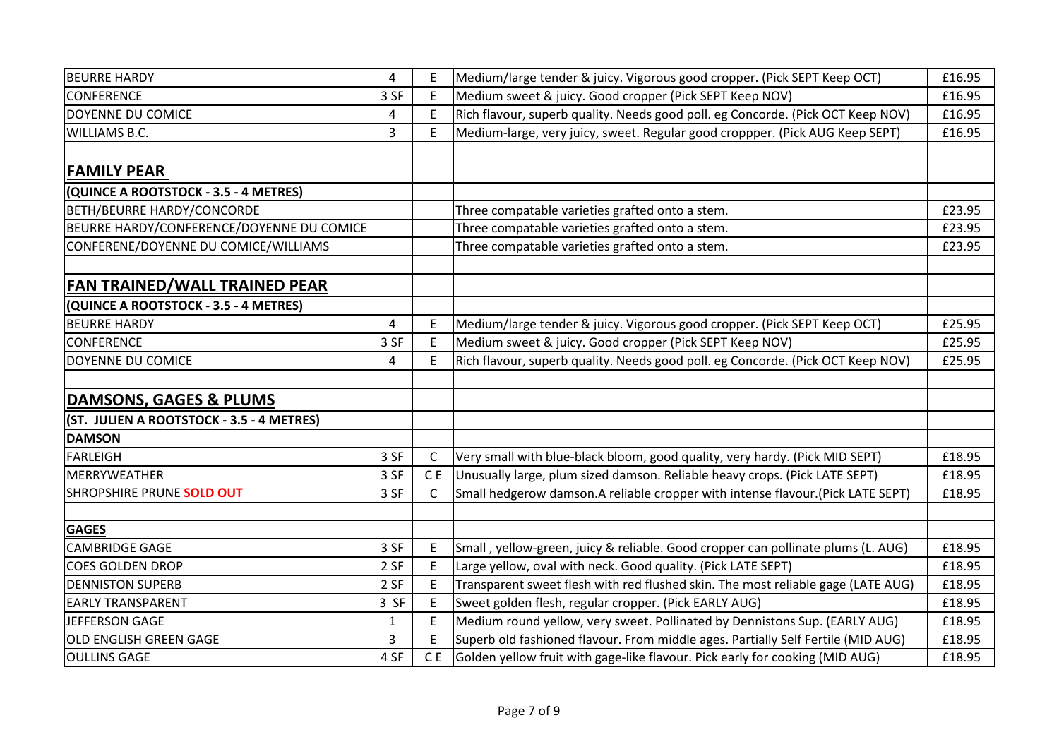| | | | | |
|---|---|---|---|---|
| BEURRE HARDY | 4 | E | Medium/large tender & juicy. Vigorous good cropper. (Pick SEPT Keep OCT) | £16.95 |
| CONFERENCE | 3 SF | E | Medium sweet & juicy. Good cropper (Pick SEPT Keep NOV) | £16.95 |
| DOYENNE DU COMICE | 4 | E | Rich flavour, superb quality. Needs good poll. eg Concorde. (Pick OCT Keep NOV) | £16.95 |
| WILLIAMS B.C. | 3 | E | Medium-large, very juicy, sweet. Regular good croppper. (Pick AUG Keep SEPT) | £16.95 |
| | | | | |
| **FAMILY PEAR** | | | | |
| **(QUINCE A ROOTSTOCK - 3.5 - 4 METRES)** | | | | |
| BETH/BEURRE HARDY/CONCORDE | | | Three compatable varieties grafted onto a stem. | £23.95 |
| BEURRE HARDY/CONFERENCE/DOYENNE DU COMICE | | | Three compatable varieties grafted onto a stem. | £23.95 |
| CONFERENE/DOYENNE DU COMICE/WILLIAMS | | | Three compatable varieties grafted onto a stem. | £23.95 |
| | | | | |
| **FAN TRAINED/WALL TRAINED PEAR** | | | | |
| **(QUINCE A ROOTSTOCK - 3.5 - 4 METRES)** | | | | |
| BEURRE HARDY | 4 | E | Medium/large tender & juicy. Vigorous good cropper. (Pick SEPT Keep OCT) | £25.95 |
| CONFERENCE | 3 SF | E | Medium sweet & juicy. Good cropper (Pick SEPT Keep NOV) | £25.95 |
| DOYENNE DU COMICE | 4 | E | Rich flavour, superb quality. Needs good poll. eg Concorde. (Pick OCT Keep NOV) | £25.95 |
| | | | | |
| **DAMSONS, GAGES & PLUMS** | | | | |
| **(ST. JULIEN A ROOTSTOCK - 3.5 - 4 METRES)** | | | | |
| **DAMSON** | | | | |
| FARLEIGH | 3 SF | C | Very small with blue-black bloom, good quality, very hardy. (Pick MID SEPT) | £18.95 |
| MERRYWEATHER | 3 SF | C E | Unusually large, plum sized damson. Reliable heavy crops. (Pick LATE SEPT) | £18.95 |
| SHROPSHIRE PRUNE **SOLD OUT** | 3 SF | C | Small hedgerow damson.A reliable cropper with intense flavour.(Pick LATE SEPT) | £18.95 |
| | | | | |
| **GAGES** | | | | |
| CAMBRIDGE GAGE | 3 SF | E | Small , yellow-green, juicy & reliable. Good cropper can pollinate plums (L. AUG) | £18.95 |
| COES GOLDEN DROP | 2 SF | E | Large yellow, oval with neck. Good quality. (Pick LATE SEPT) | £18.95 |
| DENNISTON SUPERB | 2 SF | E | Transparent sweet flesh with red flushed skin. The most reliable gage (LATE AUG) | £18.95 |
| EARLY TRANSPARENT | 3 SF | E | Sweet golden flesh, regular cropper. (Pick EARLY AUG) | £18.95 |
| JEFFERSON GAGE | 1 | E | Medium round yellow, very sweet. Pollinated by Dennistons Sup. (EARLY AUG) | £18.95 |
| OLD ENGLISH GREEN GAGE | 3 | E | Superb old fashioned flavour. From middle ages. Partially Self Fertile (MID AUG) | £18.95 |
| OULLINS GAGE | 4 SF | C E | Golden yellow fruit with gage-like flavour. Pick early for cooking (MID AUG) | £18.95 |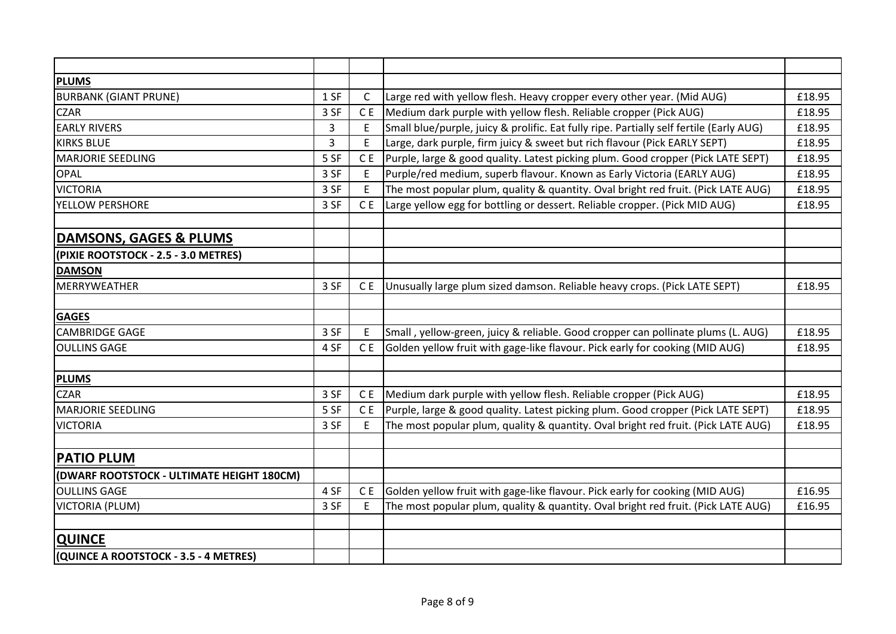| | | | | |
|---|---|---|---|---|
| **PLUMS** | | | | |
| BURBANK (GIANT PRUNE) | 1 SF | C | Large red with yellow flesh. Heavy cropper every other year. (Mid AUG) | £18.95 |
| CZAR | 3 SF | C E | Medium dark purple with yellow flesh. Reliable cropper (Pick AUG) | £18.95 |
| EARLY RIVERS | 3 | E | Small blue/purple, juicy & prolific. Eat fully ripe. Partially self fertile (Early AUG) | £18.95 |
| KIRKS BLUE | 3 | E | Large, dark purple, firm juicy & sweet but rich flavour (Pick EARLY SEPT) | £18.95 |
| MARJORIE SEEDLING | 5 SF | C E | Purple, large & good quality. Latest picking plum. Good cropper (Pick LATE SEPT) | £18.95 |
| OPAL | 3 SF | E | Purple/red medium, superb flavour. Known as Early Victoria (EARLY AUG) | £18.95 |
| VICTORIA | 3 SF | E | The most popular plum, quality & quantity. Oval bright red fruit. (Pick LATE AUG) | £18.95 |
| YELLOW PERSHORE | 3 SF | C E | Large yellow egg for bottling or dessert. Reliable cropper. (Pick MID AUG) | £18.95 |
| | | | | |
| **DAMSONS, GAGES & PLUMS** | | | | |
| **(PIXIE ROOTSTOCK - 2.5 - 3.0 METRES)** | | | | |
| **DAMSON** | | | | |
| MERRYWEATHER | 3 SF | C E | Unusually large plum sized damson. Reliable heavy crops. (Pick LATE SEPT) | £18.95 |
| | | | | |
| **GAGES** | | | | |
| CAMBRIDGE GAGE | 3 SF | E | Small , yellow-green, juicy & reliable. Good cropper can pollinate plums (L. AUG) | £18.95 |
| OULLINS GAGE | 4 SF | C E | Golden yellow fruit with gage-like flavour. Pick early for cooking (MID AUG) | £18.95 |
| | | | | |
| **PLUMS** | | | | |
| CZAR | 3 SF | C E | Medium dark purple with yellow flesh. Reliable cropper (Pick AUG) | £18.95 |
| MARJORIE SEEDLING | 5 SF | C E | Purple, large & good quality. Latest picking plum. Good cropper (Pick LATE SEPT) | £18.95 |
| VICTORIA | 3 SF | E | The most popular plum, quality & quantity. Oval bright red fruit. (Pick LATE AUG) | £18.95 |
| | | | | |
| **PATIO PLUM** | | | | |
| **(DWARF ROOTSTOCK - ULTIMATE HEIGHT 180CM)** | | | | |
| OULLINS GAGE | 4 SF | C E | Golden yellow fruit with gage-like flavour. Pick early for cooking (MID AUG) | £16.95 |
| VICTORIA (PLUM) | 3 SF | E | The most popular plum, quality & quantity. Oval bright red fruit. (Pick LATE AUG) | £16.95 |
| | | | | |
| **QUINCE** | | | | |
| **(QUINCE A ROOTSTOCK - 3.5 - 4 METRES)** | | | | |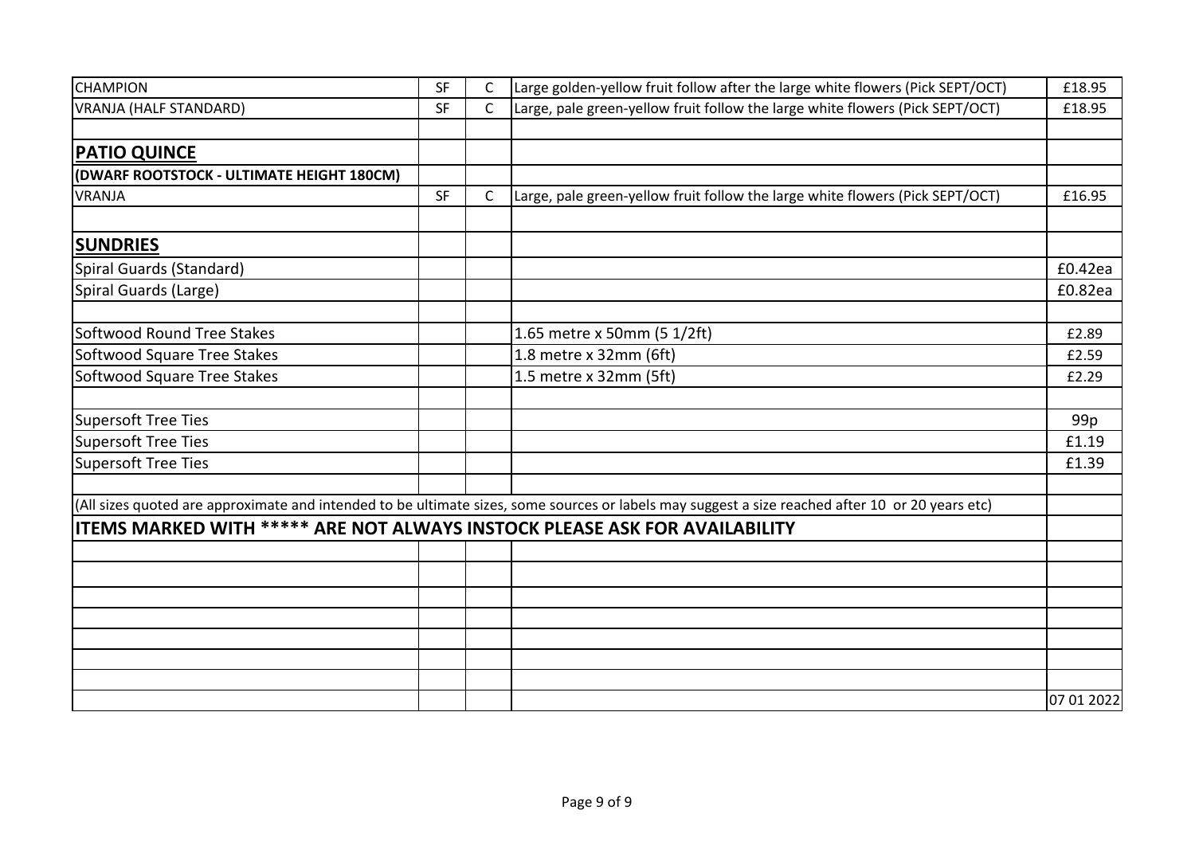| | | | | |
|---|---|---|---|---|
| CHAMPION | SF | C | Large golden-yellow fruit follow after the large white flowers (Pick SEPT/OCT) | £18.95 |
| VRANJA (HALF STANDARD) | SF | C | Large, pale green-yellow fruit follow the large white flowers (Pick SEPT/OCT) | £18.95 |
| | | | | |
| **PATIO QUINCE** | | | | |
| **(DWARF ROOTSTOCK - ULTIMATE HEIGHT 180CM)** | | | | |
| VRANJA | SF | C | Large, pale green-yellow fruit follow the large white flowers (Pick SEPT/OCT) | £16.95 |
| | | | | |
| **SUNDRIES** | | | | |
| Spiral Guards (Standard) | | | | £0.42ea |
| Spiral Guards (Large) | | | | £0.82ea |
| | | | | |
| Softwood Round Tree Stakes | | | 1.65 metre x 50mm (5 1/2ft) | £2.89 |
| Softwood Square Tree Stakes | | | 1.8 metre x 32mm (6ft) | £2.59 |
| Softwood Square Tree Stakes | | | 1.5 metre x 32mm (5ft) | £2.29 |
| | | | | |
| Supersoft Tree Ties | | | | 99p |
| Supersoft Tree Ties | | | | £1.19 |
| Supersoft Tree Ties | | | | £1.39 |
| | | | | |
| (All sizes quoted are approximate and intended to be ultimate sizes, some sources or labels may suggest a size reached after 10 or 20 years etc) | | | | |
| **ITEMS MARKED WITH ***** ARE NOT ALWAYS INSTOCK PLEASE ASK FOR AVAILABILITY** | | | | |
| | | | | 07 01 2022 |